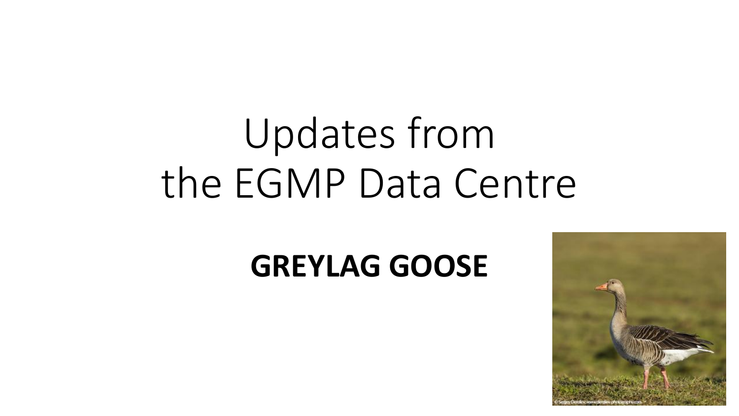# Updates from the EGMP Data Centre

## GREYLAG GOOSE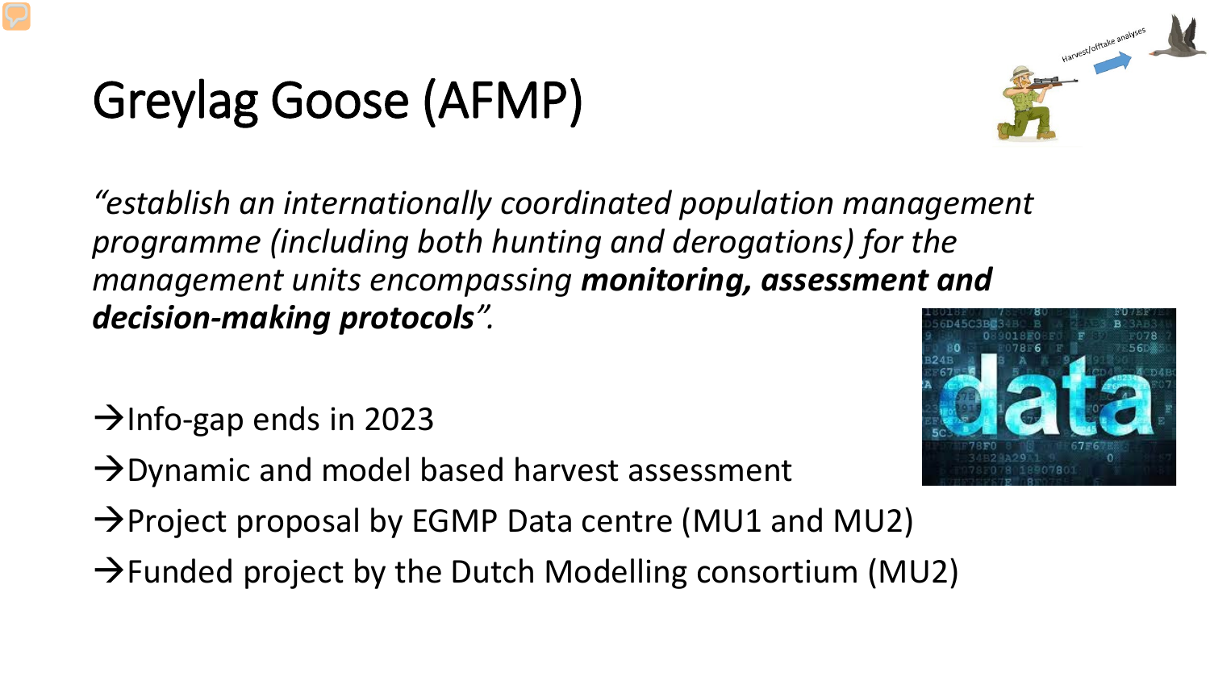# Greylag Goose (AFMP)

*"establish an internationally coordinated population management programme (including both hunting and derogations) for the management units encompassing* ***monitoring, assessment and decision-making protocols****".*

→Info-gap ends in 2023

→Dynamic and model based harvest assessment

→Project proposal by EGMP Data centre (MU1 and MU2)

→Funded project by the Dutch Modelling consortium (MU2)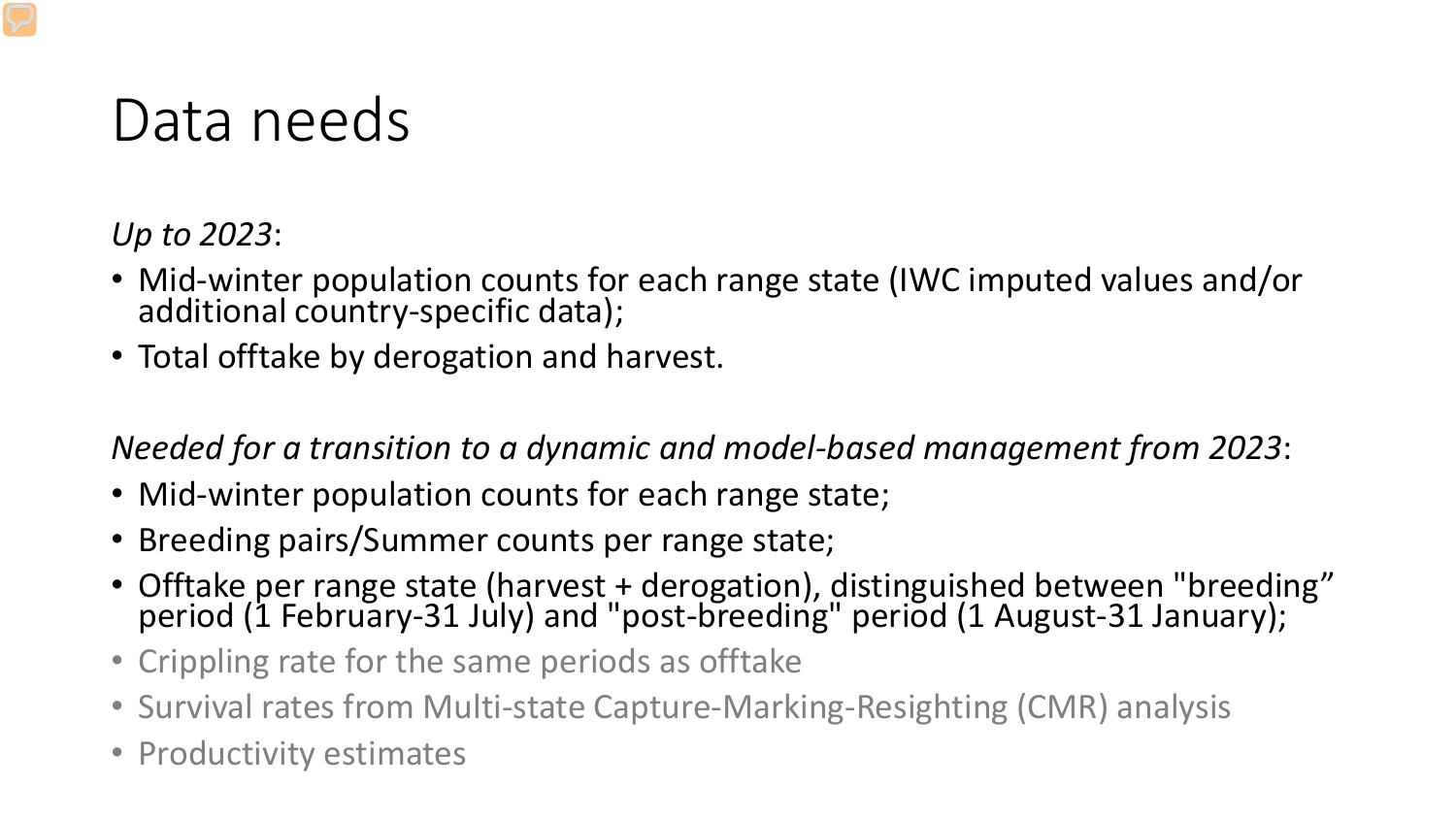# Data needs

*Up to 2023*:

- Mid-winter population counts for each range state (IWC imputed values and/or additional country-specific data);
- Total offtake by derogation and harvest.

*Needed for a transition to a dynamic and model-based management from 2023*:

- Mid-winter population counts for each range state;
- Breeding pairs/Summer counts per range state;
- Offtake per range state (harvest + derogation), distinguished between "breeding" period (1 February-31 July) and "post-breeding" period (1 August-31 January);
- Crippling rate for the same periods as offtake
- Survival rates from Multi-state Capture-Marking-Resighting (CMR) analysis
- Productivity estimates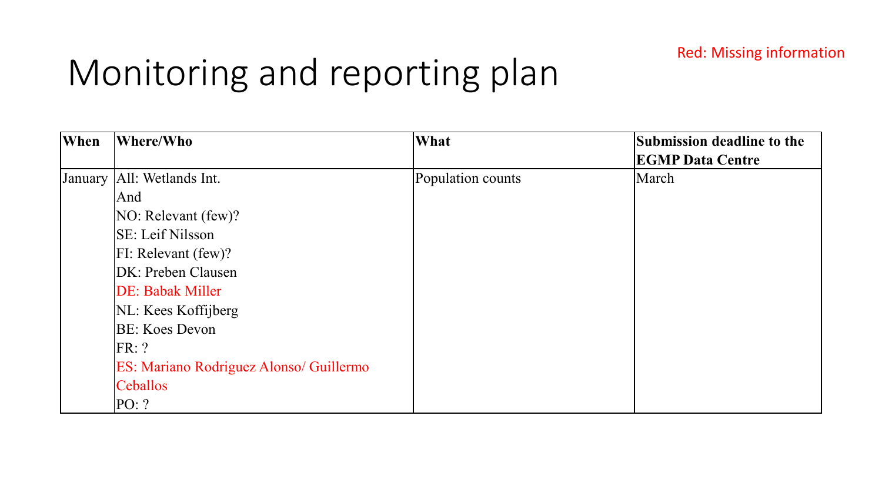# Monitoring and reporting plan

Red: Missing information

| When | Where/Who | What | Submission deadline to the EGMP Data Centre |
|---|---|---|---|
| January | All: Wetlands Int.<br>And<br>NO: Relevant (few)?<br>SE: Leif Nilsson<br>FI: Relevant (few)?<br>DK: Preben Clausen<br>DE: Babak Miller<br>NL: Kees Koffijberg<br>BE: Koes Devon<br>FR: ?<br>ES: Mariano Rodriguez Alonso/ Guillermo Ceballos<br>PO: ? | Population counts | March |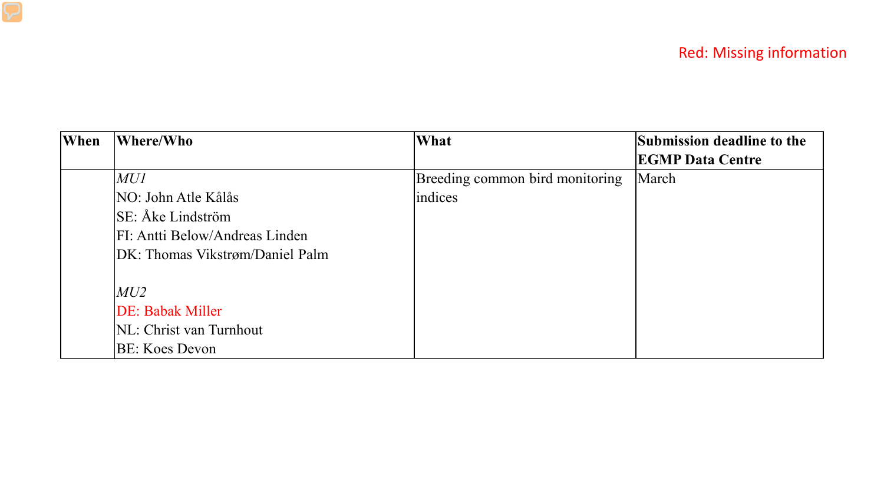Red: Missing information

| When | Where/Who | What | Submission deadline to the EGMP Data Centre |
|---|---|---|---|
| | *MU1*<br>NO: John Atle Kålås<br>SE: Åke Lindström<br>FI: Antti Below/Andreas Linden<br>DK: Thomas Vikstrøm/Daniel Palm<br><br>*MU2*<br>DE: Babak Miller<br>NL: Christ van Turnhout<br>BE: Koes Devon | Breeding common bird monitoring indices | March |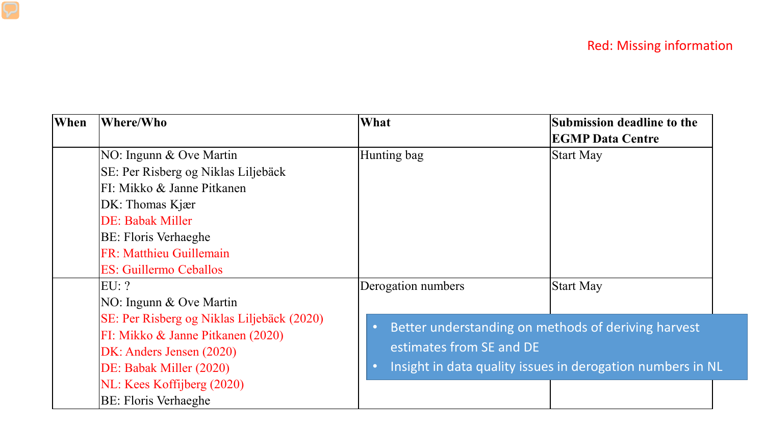Red: Missing information

| When | Where/Who | What | Submission deadline to the EGMP Data Centre |
|---|---|---|---|
| | NO: Ingunn & Ove Martin<br>SE: Per Risberg og Niklas Liljebäck<br>FI: Mikko & Janne Pitkanen<br>DK: Thomas Kjær<br>DE: Babak Miller<br>BE: Floris Verhaeghe<br>FR: Matthieu Guillemain<br>ES: Guillermo Ceballos | Hunting bag | Start May |
| | EU: ?<br>NO: Ingunn & Ove Martin<br>SE: Per Risberg og Niklas Liljebäck (2020)<br>FI: Mikko & Janne Pitkanen (2020)<br>DK: Anders Jensen (2020)<br>DE: Babak Miller (2020)<br>NL: Kees Koffijberg (2020)<br>BE: Floris Verhaeghe | Derogation numbers | Start May |

- Better understanding on methods of deriving harvest estimates from SE and DE
- Insight in data quality issues in derogation numbers in NL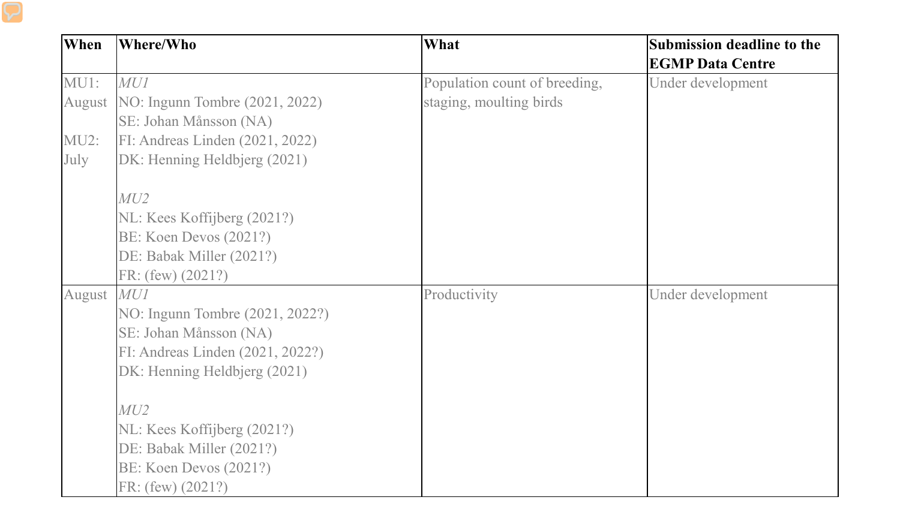| When | Where/Who | What | Submission deadline to the EGMP Data Centre |
|---|---|---|---|
| MU1: August<br><br>MU2: July | *MU1*<br>NO: Ingunn Tombre (2021, 2022)<br>SE: Johan Månsson (NA)<br>FI: Andreas Linden (2021, 2022)<br>DK: Henning Heldbjerg (2021)<br><br>*MU2*<br>NL: Kees Koffijberg (2021?)<br>BE: Koen Devos (2021?)<br>DE: Babak Miller (2021?)<br>FR: (few) (2021?) | Population count of breeding, staging, moulting birds | Under development |
| August | *MU1*<br>NO: Ingunn Tombre (2021, 2022?)<br>SE: Johan Månsson (NA)<br>FI: Andreas Linden (2021, 2022?)<br>DK: Henning Heldbjerg (2021)<br><br>*MU2*<br>NL: Kees Koffijberg (2021?)<br>DE: Babak Miller (2021?)<br>BE: Koen Devos (2021?)<br>FR: (few) (2021?) | Productivity | Under development |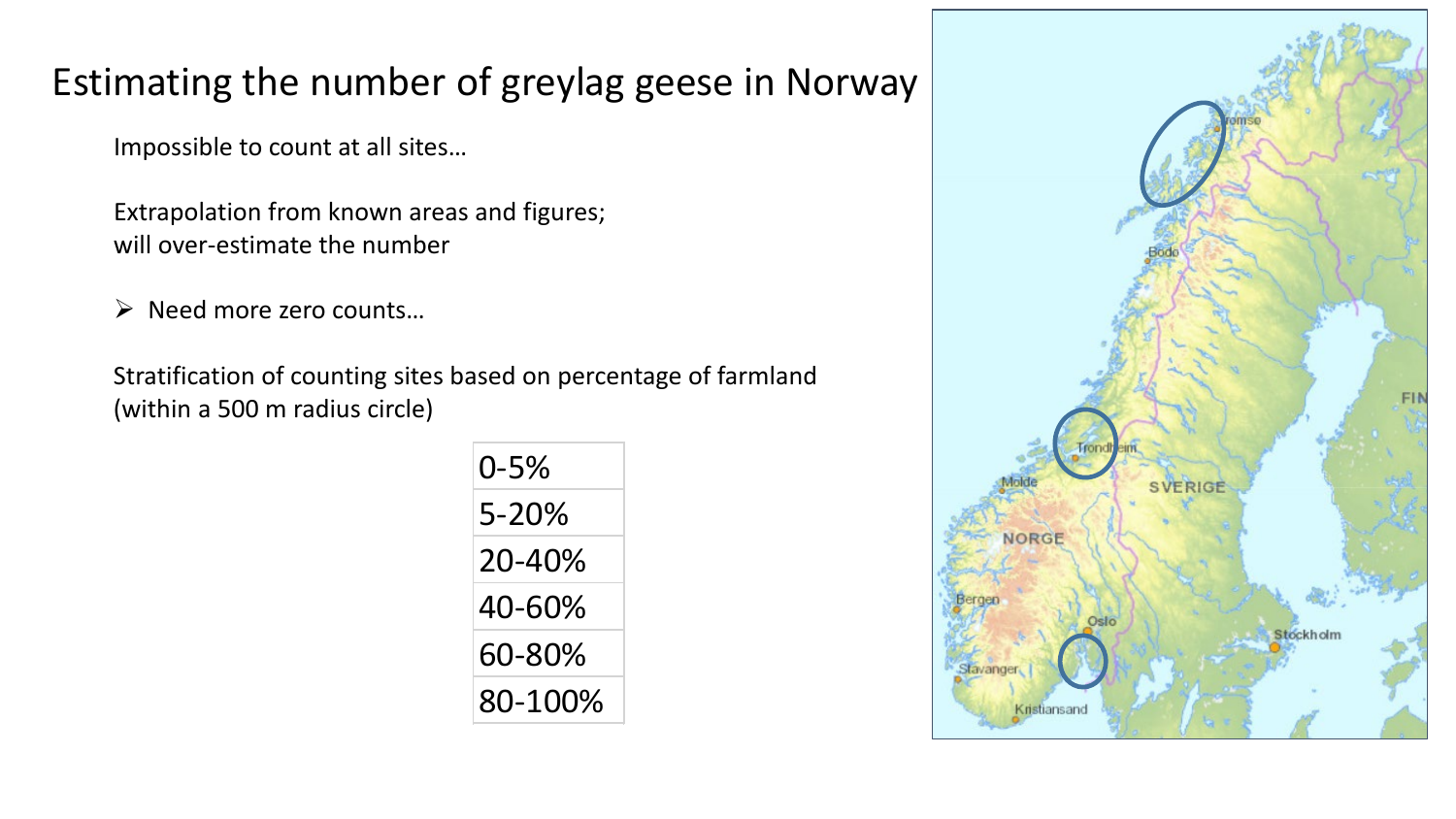# Estimating the number of greylag geese in Norway

Impossible to count at all sites…

Extrapolation from known areas and figures;
will over-estimate the number

- Need more zero counts…

Stratification of counting sites based on percentage of farmland (within a 500 m radius circle)

| 0-5% |
|---|
| 5-20% |
| 20-40% |
| 40-60% |
| 60-80% |
| 80-100% |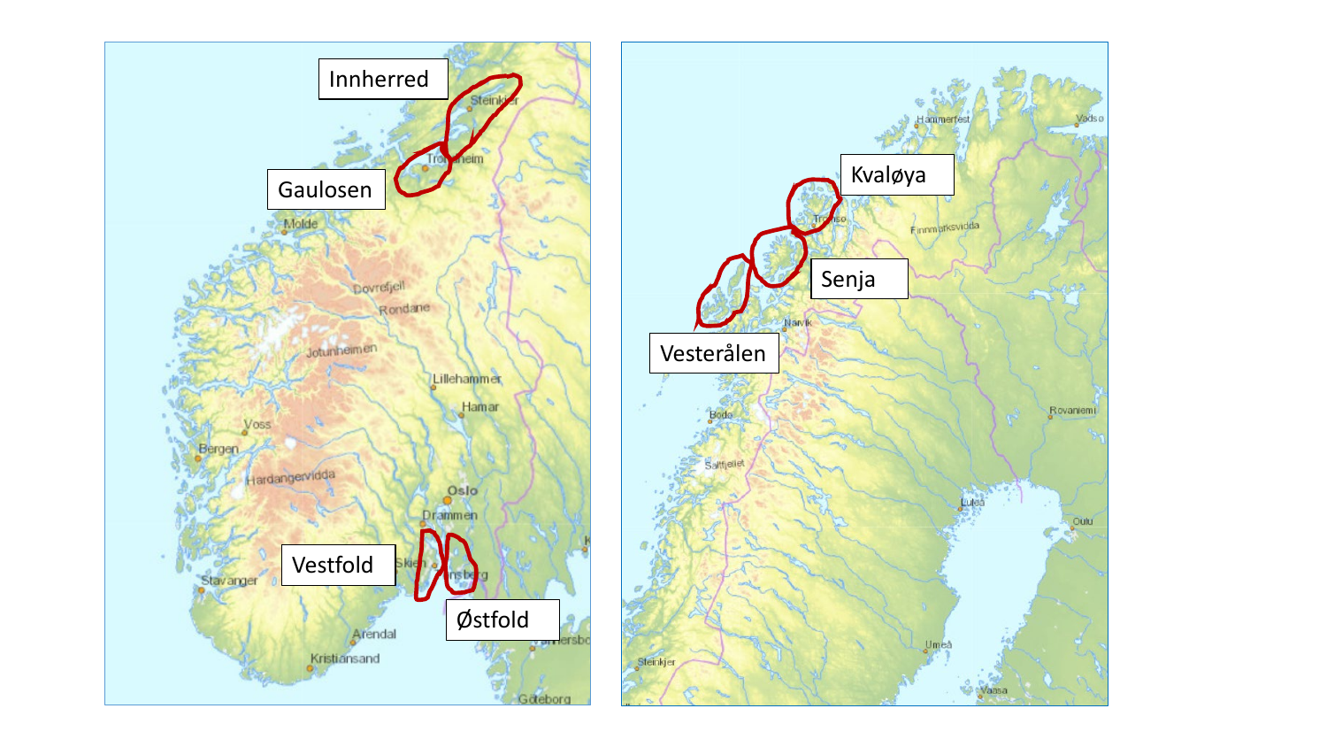Innherred

Gaulosen

Vestfold

Østfold

Kvaløya

Senja

Vesterålen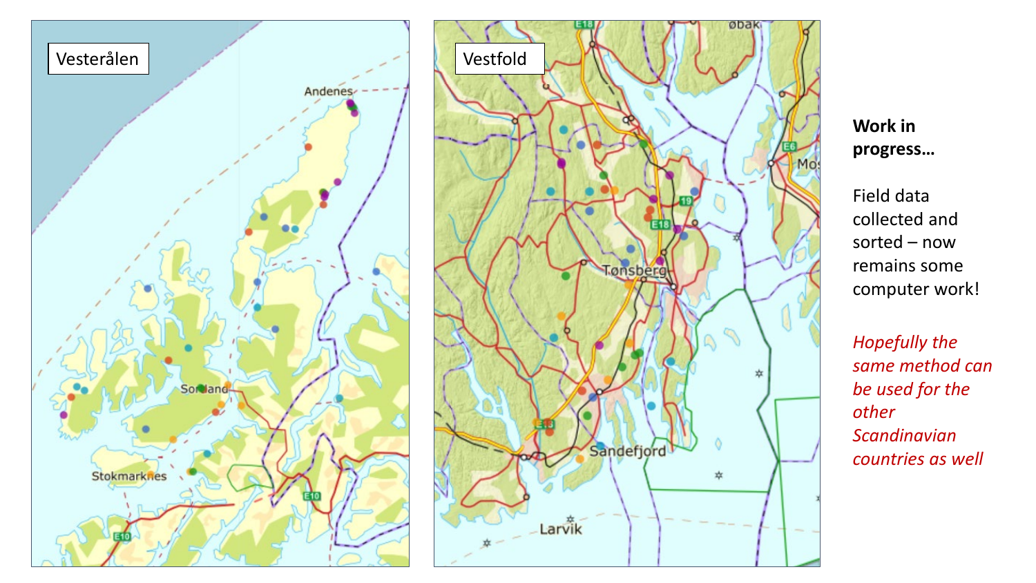Vesterålen

Andenes

Sortland

Stokmarknes

E10

Vestfold

Tønsberg

Sandefjord

Larvik

E18

E6

19

Moss

Drøbak

**Work in progress…**

Field data collected and sorted – now remains some computer work!

*Hopefully the same method can be used for the other Scandinavian countries as well*